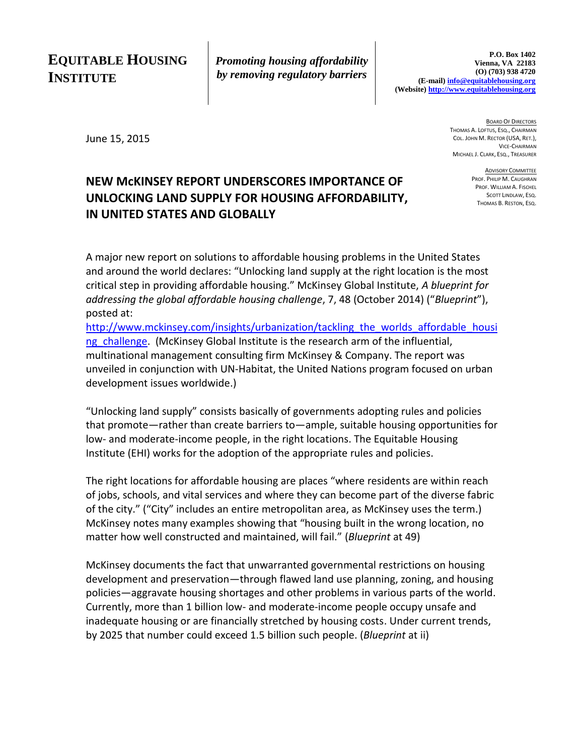**EQUITABLE HOUSING INSTITUTE**

***Promoting housing affordability by removing regulatory barriers***

**P.O. Box 1402**
**Vienna, VA 22183**
**(O) (703) 938 4720**
**(E-mail) info@equitablehousing.org**
**(Website) http://www.equitablehousing.org**

BOARD OF DIRECTORS
THOMAS A. LOFTUS, ESQ., CHAIRMAN
COL. JOHN M. RECTOR (USA, RET.), VICE-CHAIRMAN
MICHAEL J. CLARK, ESQ., TREASURER

ADVISORY COMMITTEE
PROF. PHILIP M. CAUGHRAN
PROF. WILLIAM A. FISCHEL
SCOTT LINDLAW, ESQ.
THOMAS B. RESTON, ESQ.

June 15, 2015

## NEW McKINSEY REPORT UNDERSCORES IMPORTANCE OF UNLOCKING LAND SUPPLY FOR HOUSING AFFORDABILITY, IN UNITED STATES AND GLOBALLY

A major new report on solutions to affordable housing problems in the United States and around the world declares: "Unlocking land supply at the right location is the most critical step in providing affordable housing." McKinsey Global Institute, *A blueprint for addressing the global affordable housing challenge*, 7, 48 (October 2014) ("*Blueprint*"), posted at: http://www.mckinsey.com/insights/urbanization/tackling_the_worlds_affordable_housing_challenge. (McKinsey Global Institute is the research arm of the influential, multinational management consulting firm McKinsey & Company. The report was unveiled in conjunction with UN-Habitat, the United Nations program focused on urban development issues worldwide.)

"Unlocking land supply" consists basically of governments adopting rules and policies that promote—rather than create barriers to—ample, suitable housing opportunities for low- and moderate-income people, in the right locations. The Equitable Housing Institute (EHI) works for the adoption of the appropriate rules and policies.

The right locations for affordable housing are places "where residents are within reach of jobs, schools, and vital services and where they can become part of the diverse fabric of the city." ("City" includes an entire metropolitan area, as McKinsey uses the term.) McKinsey notes many examples showing that "housing built in the wrong location, no matter how well constructed and maintained, will fail." (*Blueprint* at 49)

McKinsey documents the fact that unwarranted governmental restrictions on housing development and preservation—through flawed land use planning, zoning, and housing policies—aggravate housing shortages and other problems in various parts of the world. Currently, more than 1 billion low- and moderate-income people occupy unsafe and inadequate housing or are financially stretched by housing costs. Under current trends, by 2025 that number could exceed 1.5 billion such people. (*Blueprint* at ii)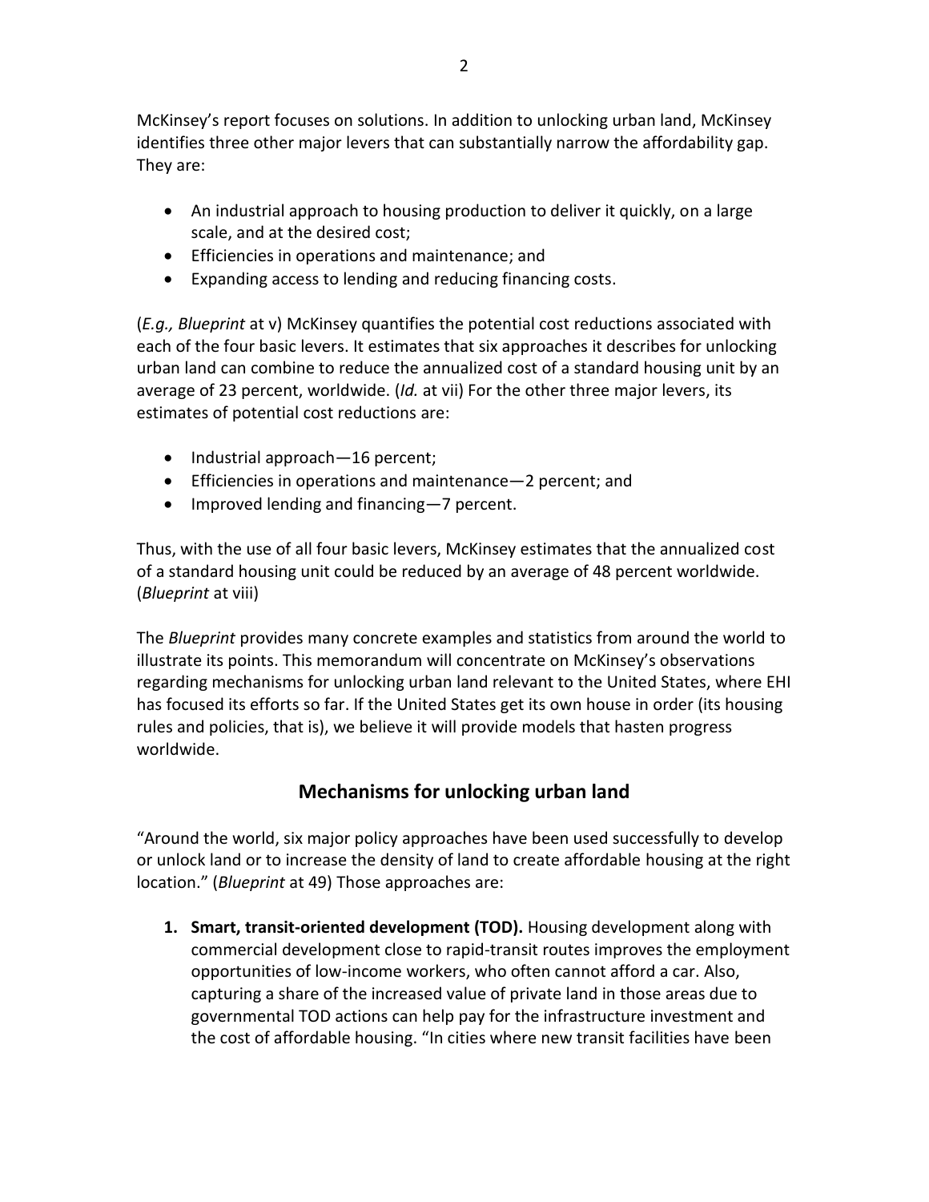McKinsey's report focuses on solutions. In addition to unlocking urban land, McKinsey identifies three other major levers that can substantially narrow the affordability gap. They are:

- An industrial approach to housing production to deliver it quickly, on a large scale, and at the desired cost;
- Efficiencies in operations and maintenance; and
- Expanding access to lending and reducing financing costs.

(*E.g., Blueprint* at v) McKinsey quantifies the potential cost reductions associated with each of the four basic levers. It estimates that six approaches it describes for unlocking urban land can combine to reduce the annualized cost of a standard housing unit by an average of 23 percent, worldwide. (*Id.* at vii) For the other three major levers, its estimates of potential cost reductions are:

- Industrial approach—16 percent;
- Efficiencies in operations and maintenance—2 percent; and
- Improved lending and financing—7 percent.

Thus, with the use of all four basic levers, McKinsey estimates that the annualized cost of a standard housing unit could be reduced by an average of 48 percent worldwide. (*Blueprint* at viii)

The *Blueprint* provides many concrete examples and statistics from around the world to illustrate its points. This memorandum will concentrate on McKinsey's observations regarding mechanisms for unlocking urban land relevant to the United States, where EHI has focused its efforts so far. If the United States get its own house in order (its housing rules and policies, that is), we believe it will provide models that hasten progress worldwide.

## Mechanisms for unlocking urban land

"Around the world, six major policy approaches have been used successfully to develop or unlock land or to increase the density of land to create affordable housing at the right location." (*Blueprint* at 49) Those approaches are:

1. **Smart, transit-oriented development (TOD).** Housing development along with commercial development close to rapid-transit routes improves the employment opportunities of low-income workers, who often cannot afford a car. Also, capturing a share of the increased value of private land in those areas due to governmental TOD actions can help pay for the infrastructure investment and the cost of affordable housing. "In cities where new transit facilities have been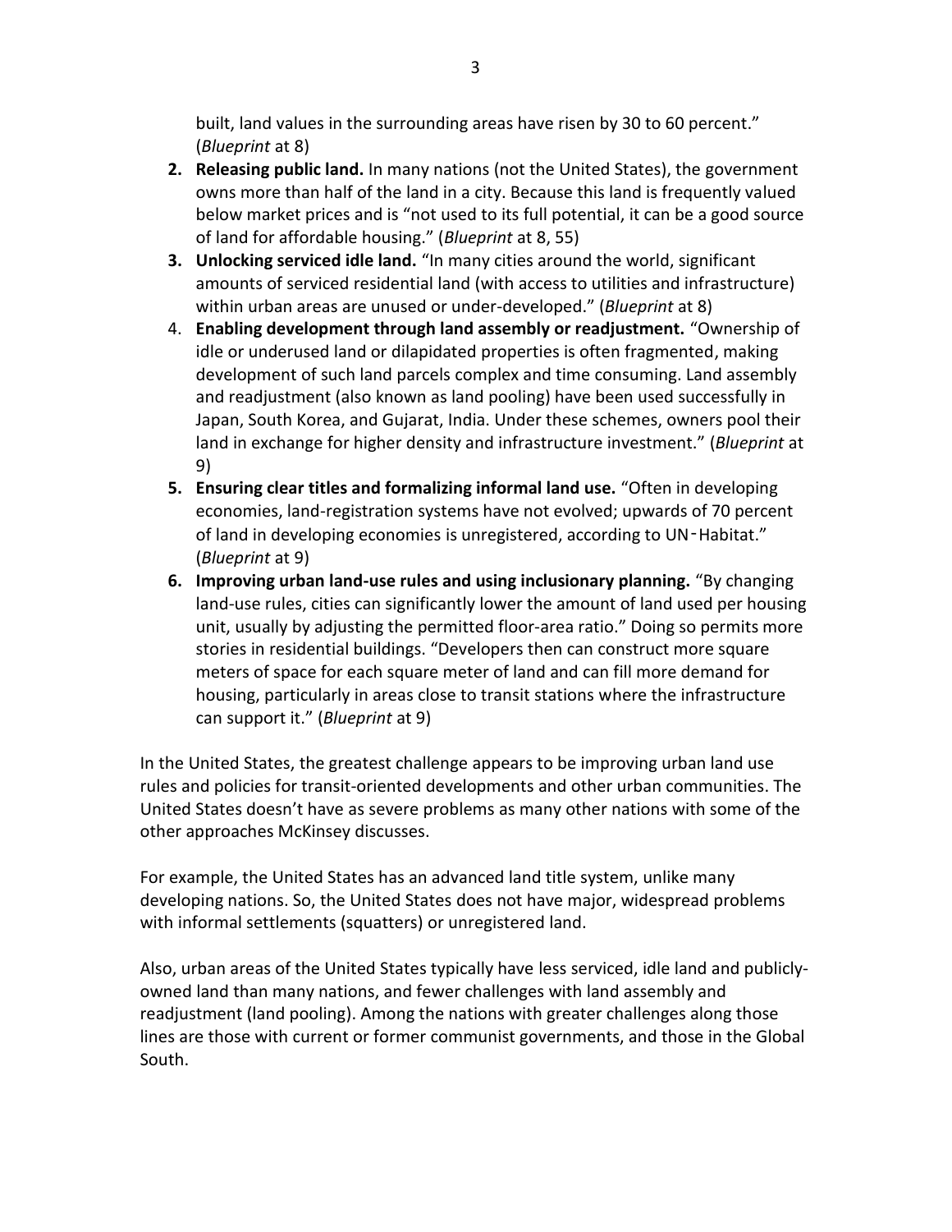built, land values in the surrounding areas have risen by 30 to 60 percent." (*Blueprint* at 8)

2. **Releasing public land.** In many nations (not the United States), the government owns more than half of the land in a city. Because this land is frequently valued below market prices and is "not used to its full potential, it can be a good source of land for affordable housing." (*Blueprint* at 8, 55)
3. **Unlocking serviced idle land.** "In many cities around the world, significant amounts of serviced residential land (with access to utilities and infrastructure) within urban areas are unused or under-developed." (*Blueprint* at 8)
4. **Enabling development through land assembly or readjustment.** "Ownership of idle or underused land or dilapidated properties is often fragmented, making development of such land parcels complex and time consuming. Land assembly and readjustment (also known as land pooling) have been used successfully in Japan, South Korea, and Gujarat, India. Under these schemes, owners pool their land in exchange for higher density and infrastructure investment." (*Blueprint* at 9)
5. **Ensuring clear titles and formalizing informal land use.** "Often in developing economies, land-registration systems have not evolved; upwards of 70 percent of land in developing economies is unregistered, according to UN‐Habitat." (*Blueprint* at 9)
6. **Improving urban land-use rules and using inclusionary planning.** "By changing land-use rules, cities can significantly lower the amount of land used per housing unit, usually by adjusting the permitted floor-area ratio." Doing so permits more stories in residential buildings. "Developers then can construct more square meters of space for each square meter of land and can fill more demand for housing, particularly in areas close to transit stations where the infrastructure can support it." (*Blueprint* at 9)

In the United States, the greatest challenge appears to be improving urban land use rules and policies for transit-oriented developments and other urban communities. The United States doesn't have as severe problems as many other nations with some of the other approaches McKinsey discusses.

For example, the United States has an advanced land title system, unlike many developing nations. So, the United States does not have major, widespread problems with informal settlements (squatters) or unregistered land.

Also, urban areas of the United States typically have less serviced, idle land and publicly-owned land than many nations, and fewer challenges with land assembly and readjustment (land pooling). Among the nations with greater challenges along those lines are those with current or former communist governments, and those in the Global South.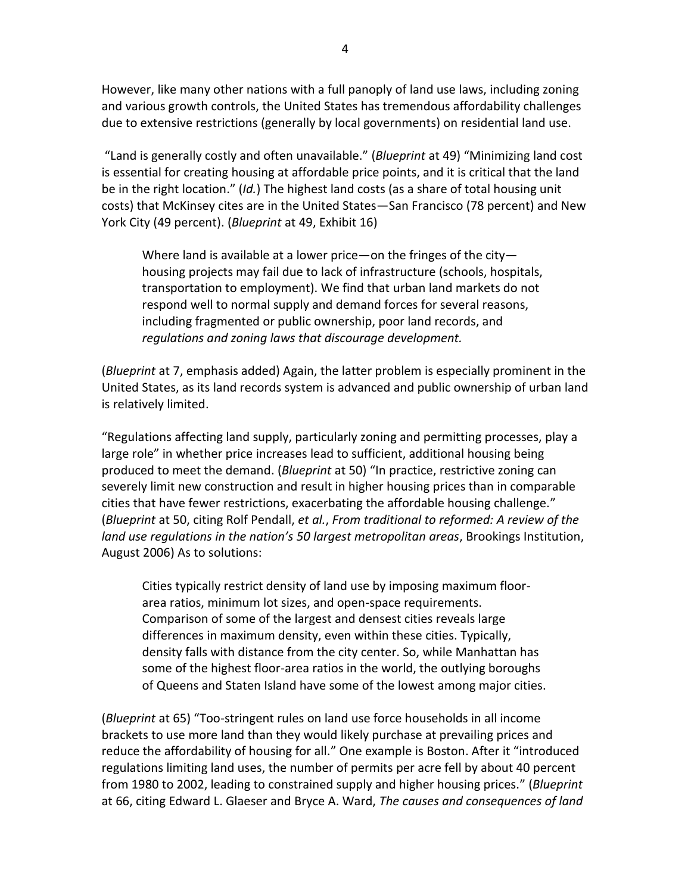However, like many other nations with a full panoply of land use laws, including zoning and various growth controls, the United States has tremendous affordability challenges due to extensive restrictions (generally by local governments) on residential land use.

"Land is generally costly and often unavailable." (*Blueprint* at 49) "Minimizing land cost is essential for creating housing at affordable price points, and it is critical that the land be in the right location." (*Id.*) The highest land costs (as a share of total housing unit costs) that McKinsey cites are in the United States—San Francisco (78 percent) and New York City (49 percent). (*Blueprint* at 49, Exhibit 16)

> Where land is available at a lower price—on the fringes of the city—housing projects may fail due to lack of infrastructure (schools, hospitals, transportation to employment). We find that urban land markets do not respond well to normal supply and demand forces for several reasons, including fragmented or public ownership, poor land records, and *regulations and zoning laws that discourage development.*

(*Blueprint* at 7, emphasis added) Again, the latter problem is especially prominent in the United States, as its land records system is advanced and public ownership of urban land is relatively limited.

"Regulations affecting land supply, particularly zoning and permitting processes, play a large role" in whether price increases lead to sufficient, additional housing being produced to meet the demand. (*Blueprint* at 50) "In practice, restrictive zoning can severely limit new construction and result in higher housing prices than in comparable cities that have fewer restrictions, exacerbating the affordable housing challenge." (*Blueprint* at 50, citing Rolf Pendall, *et al.*, *From traditional to reformed: A review of the land use regulations in the nation's 50 largest metropolitan areas*, Brookings Institution, August 2006) As to solutions:

> Cities typically restrict density of land use by imposing maximum floor-area ratios, minimum lot sizes, and open-space requirements. Comparison of some of the largest and densest cities reveals large differences in maximum density, even within these cities. Typically, density falls with distance from the city center. So, while Manhattan has some of the highest floor-area ratios in the world, the outlying boroughs of Queens and Staten Island have some of the lowest among major cities.

(*Blueprint* at 65) "Too-stringent rules on land use force households in all income brackets to use more land than they would likely purchase at prevailing prices and reduce the affordability of housing for all." One example is Boston. After it "introduced regulations limiting land uses, the number of permits per acre fell by about 40 percent from 1980 to 2002, leading to constrained supply and higher housing prices." (*Blueprint* at 66, citing Edward L. Glaeser and Bryce A. Ward, *The causes and consequences of land*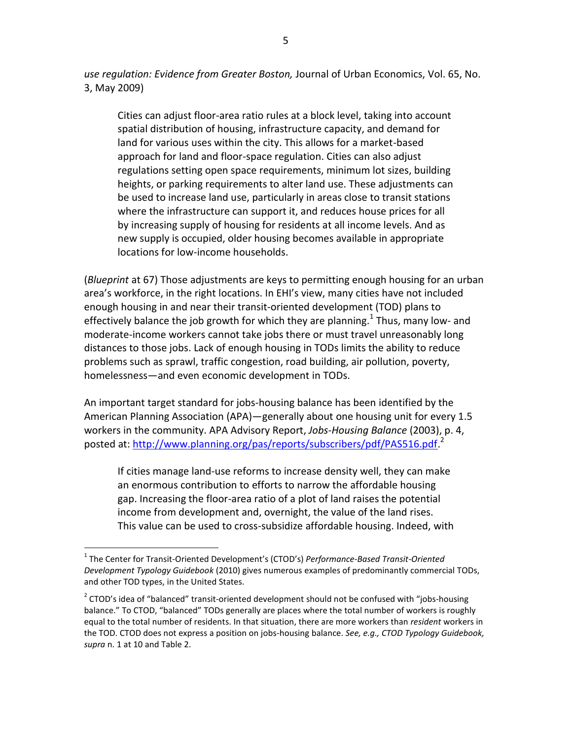*use regulation: Evidence from Greater Boston,* Journal of Urban Economics, Vol. 65, No. 3, May 2009)

> Cities can adjust floor-area ratio rules at a block level, taking into account spatial distribution of housing, infrastructure capacity, and demand for land for various uses within the city. This allows for a market-based approach for land and floor-space regulation. Cities can also adjust regulations setting open space requirements, minimum lot sizes, building heights, or parking requirements to alter land use. These adjustments can be used to increase land use, particularly in areas close to transit stations where the infrastructure can support it, and reduces house prices for all by increasing supply of housing for residents at all income levels. And as new supply is occupied, older housing becomes available in appropriate locations for low-income households.

(*Blueprint* at 67) Those adjustments are keys to permitting enough housing for an urban area's workforce, in the right locations. In EHI's view, many cities have not included enough housing in and near their transit-oriented development (TOD) plans to effectively balance the job growth for which they are planning.[1] Thus, many low- and moderate-income workers cannot take jobs there or must travel unreasonably long distances to those jobs. Lack of enough housing in TODs limits the ability to reduce problems such as sprawl, traffic congestion, road building, air pollution, poverty, homelessness—and even economic development in TODs.

An important target standard for jobs-housing balance has been identified by the American Planning Association (APA)—generally about one housing unit for every 1.5 workers in the community. APA Advisory Report, *Jobs-Housing Balance* (2003), p. 4, posted at: http://www.planning.org/pas/reports/subscribers/pdf/PAS516.pdf.[2]

> If cities manage land-use reforms to increase density well, they can make an enormous contribution to efforts to narrow the affordable housing gap. Increasing the floor-area ratio of a plot of land raises the potential income from development and, overnight, the value of the land rises. This value can be used to cross-subsidize affordable housing. Indeed, with

---

[1] The Center for Transit-Oriented Development's (CTOD's) *Performance-Based Transit-Oriented Development Typology Guidebook* (2010) gives numerous examples of predominantly commercial TODs, and other TOD types, in the United States.

[2] CTOD's idea of "balanced" transit-oriented development should not be confused with "jobs-housing balance." To CTOD, "balanced" TODs generally are places where the total number of workers is roughly equal to the total number of residents. In that situation, there are more workers than *resident* workers in the TOD. CTOD does not express a position on jobs-housing balance. *See, e.g., CTOD Typology Guidebook, supra* n. 1 at 10 and Table 2.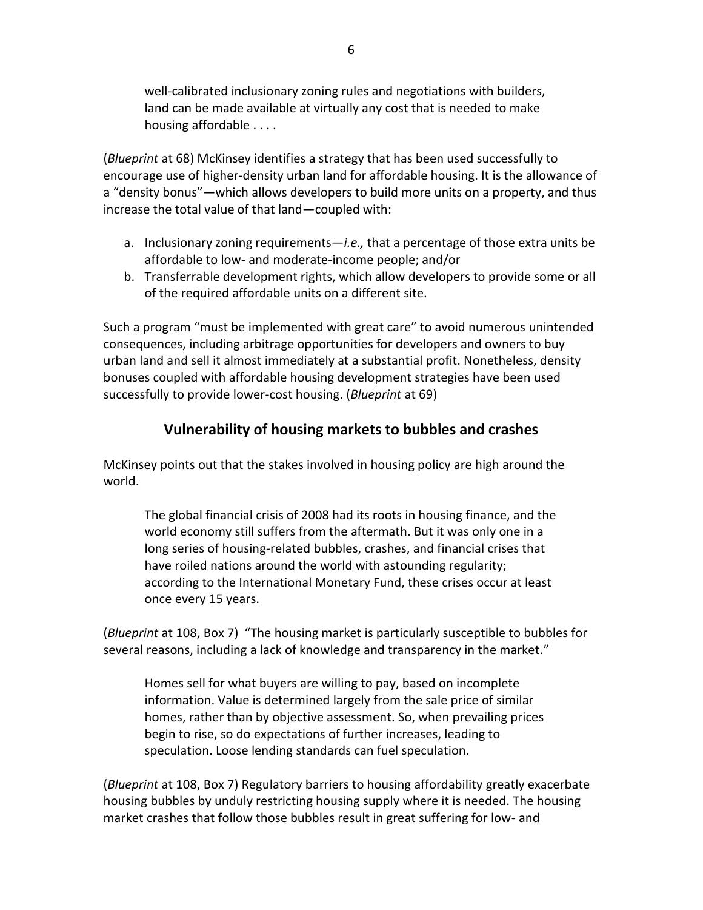> well-calibrated inclusionary zoning rules and negotiations with builders, land can be made available at virtually any cost that is needed to make housing affordable . . . .

(*Blueprint* at 68) McKinsey identifies a strategy that has been used successfully to encourage use of higher-density urban land for affordable housing. It is the allowance of a "density bonus"—which allows developers to build more units on a property, and thus increase the total value of that land—coupled with:

a. Inclusionary zoning requirements—*i.e.,* that a percentage of those extra units be affordable to low- and moderate-income people; and/or
b. Transferrable development rights, which allow developers to provide some or all of the required affordable units on a different site.

Such a program "must be implemented with great care" to avoid numerous unintended consequences, including arbitrage opportunities for developers and owners to buy urban land and sell it almost immediately at a substantial profit. Nonetheless, density bonuses coupled with affordable housing development strategies have been used successfully to provide lower-cost housing. (*Blueprint* at 69)

## Vulnerability of housing markets to bubbles and crashes

McKinsey points out that the stakes involved in housing policy are high around the world.

> The global financial crisis of 2008 had its roots in housing finance, and the world economy still suffers from the aftermath. But it was only one in a long series of housing-related bubbles, crashes, and financial crises that have roiled nations around the world with astounding regularity; according to the International Monetary Fund, these crises occur at least once every 15 years.

(*Blueprint* at 108, Box 7) "The housing market is particularly susceptible to bubbles for several reasons, including a lack of knowledge and transparency in the market."

> Homes sell for what buyers are willing to pay, based on incomplete information. Value is determined largely from the sale price of similar homes, rather than by objective assessment. So, when prevailing prices begin to rise, so do expectations of further increases, leading to speculation. Loose lending standards can fuel speculation.

(*Blueprint* at 108, Box 7) Regulatory barriers to housing affordability greatly exacerbate housing bubbles by unduly restricting housing supply where it is needed. The housing market crashes that follow those bubbles result in great suffering for low- and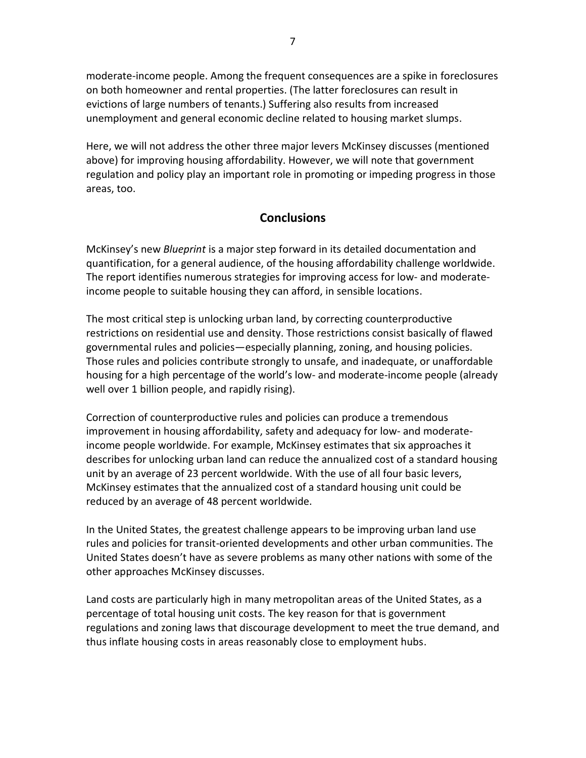moderate-income people. Among the frequent consequences are a spike in foreclosures on both homeowner and rental properties. (The latter foreclosures can result in evictions of large numbers of tenants.) Suffering also results from increased unemployment and general economic decline related to housing market slumps.

Here, we will not address the other three major levers McKinsey discusses (mentioned above) for improving housing affordability. However, we will note that government regulation and policy play an important role in promoting or impeding progress in those areas, too.

## Conclusions

McKinsey's new *Blueprint* is a major step forward in its detailed documentation and quantification, for a general audience, of the housing affordability challenge worldwide. The report identifies numerous strategies for improving access for low- and moderate-income people to suitable housing they can afford, in sensible locations.

The most critical step is unlocking urban land, by correcting counterproductive restrictions on residential use and density. Those restrictions consist basically of flawed governmental rules and policies—especially planning, zoning, and housing policies. Those rules and policies contribute strongly to unsafe, and inadequate, or unaffordable housing for a high percentage of the world's low- and moderate-income people (already well over 1 billion people, and rapidly rising).

Correction of counterproductive rules and policies can produce a tremendous improvement in housing affordability, safety and adequacy for low- and moderate-income people worldwide. For example, McKinsey estimates that six approaches it describes for unlocking urban land can reduce the annualized cost of a standard housing unit by an average of 23 percent worldwide. With the use of all four basic levers, McKinsey estimates that the annualized cost of a standard housing unit could be reduced by an average of 48 percent worldwide.

In the United States, the greatest challenge appears to be improving urban land use rules and policies for transit-oriented developments and other urban communities. The United States doesn't have as severe problems as many other nations with some of the other approaches McKinsey discusses.

Land costs are particularly high in many metropolitan areas of the United States, as a percentage of total housing unit costs. The key reason for that is government regulations and zoning laws that discourage development to meet the true demand, and thus inflate housing costs in areas reasonably close to employment hubs.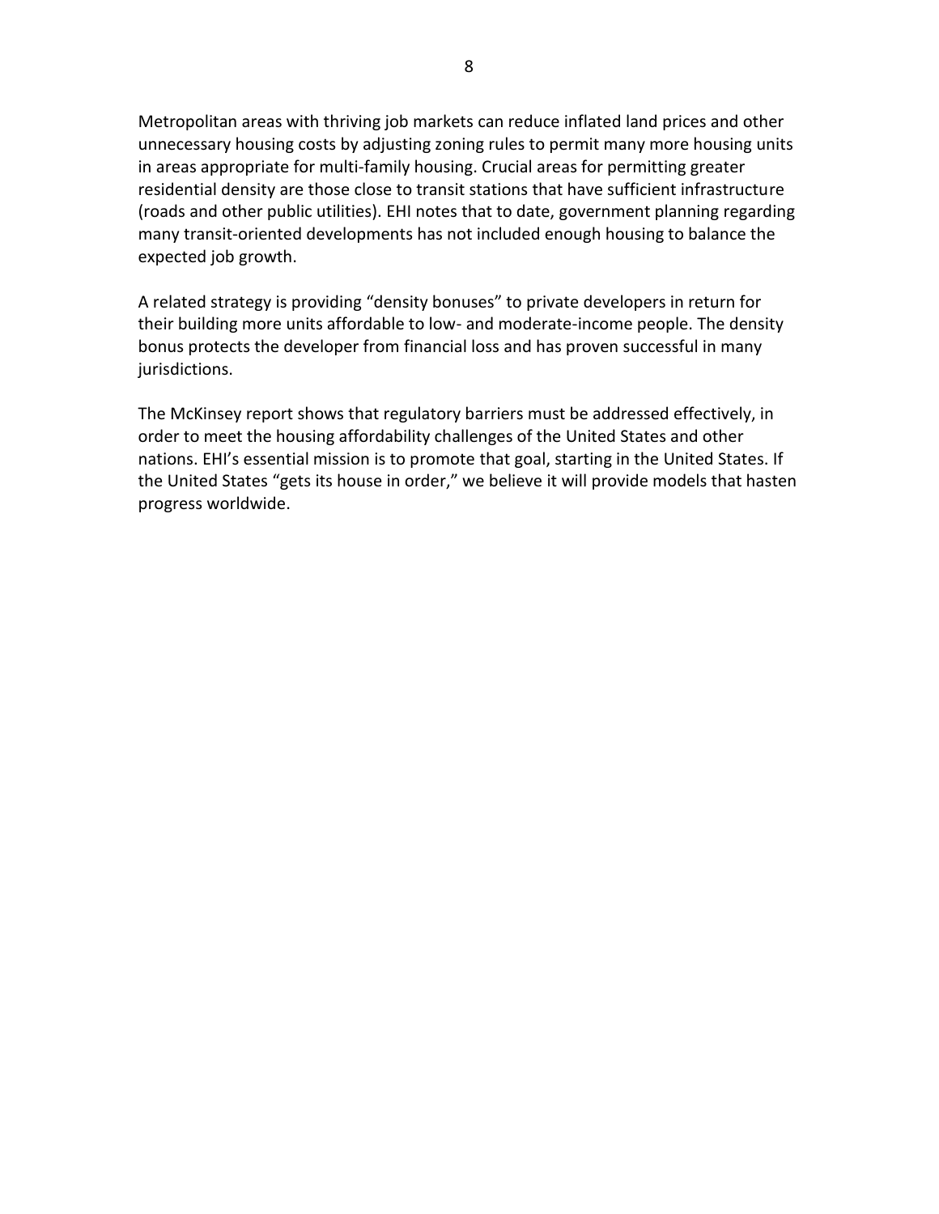Metropolitan areas with thriving job markets can reduce inflated land prices and other unnecessary housing costs by adjusting zoning rules to permit many more housing units in areas appropriate for multi-family housing. Crucial areas for permitting greater residential density are those close to transit stations that have sufficient infrastructure (roads and other public utilities). EHI notes that to date, government planning regarding many transit-oriented developments has not included enough housing to balance the expected job growth.

A related strategy is providing "density bonuses" to private developers in return for their building more units affordable to low- and moderate-income people. The density bonus protects the developer from financial loss and has proven successful in many jurisdictions.

The McKinsey report shows that regulatory barriers must be addressed effectively, in order to meet the housing affordability challenges of the United States and other nations. EHI's essential mission is to promote that goal, starting in the United States. If the United States "gets its house in order," we believe it will provide models that hasten progress worldwide.